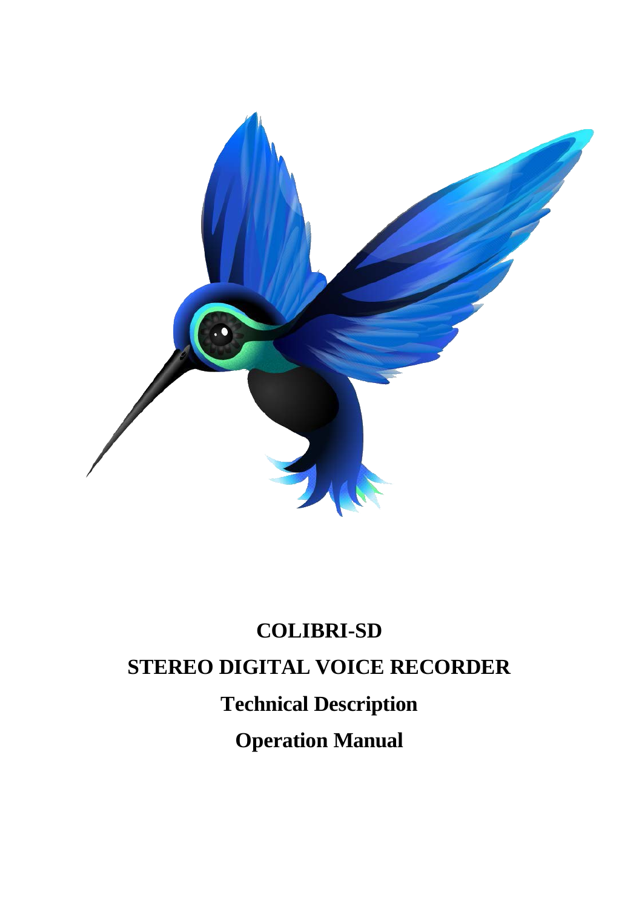# COLIBRI-SD

# STEREO DIGITAL VOICE RECORDER

## Technical Description

## Operation Manual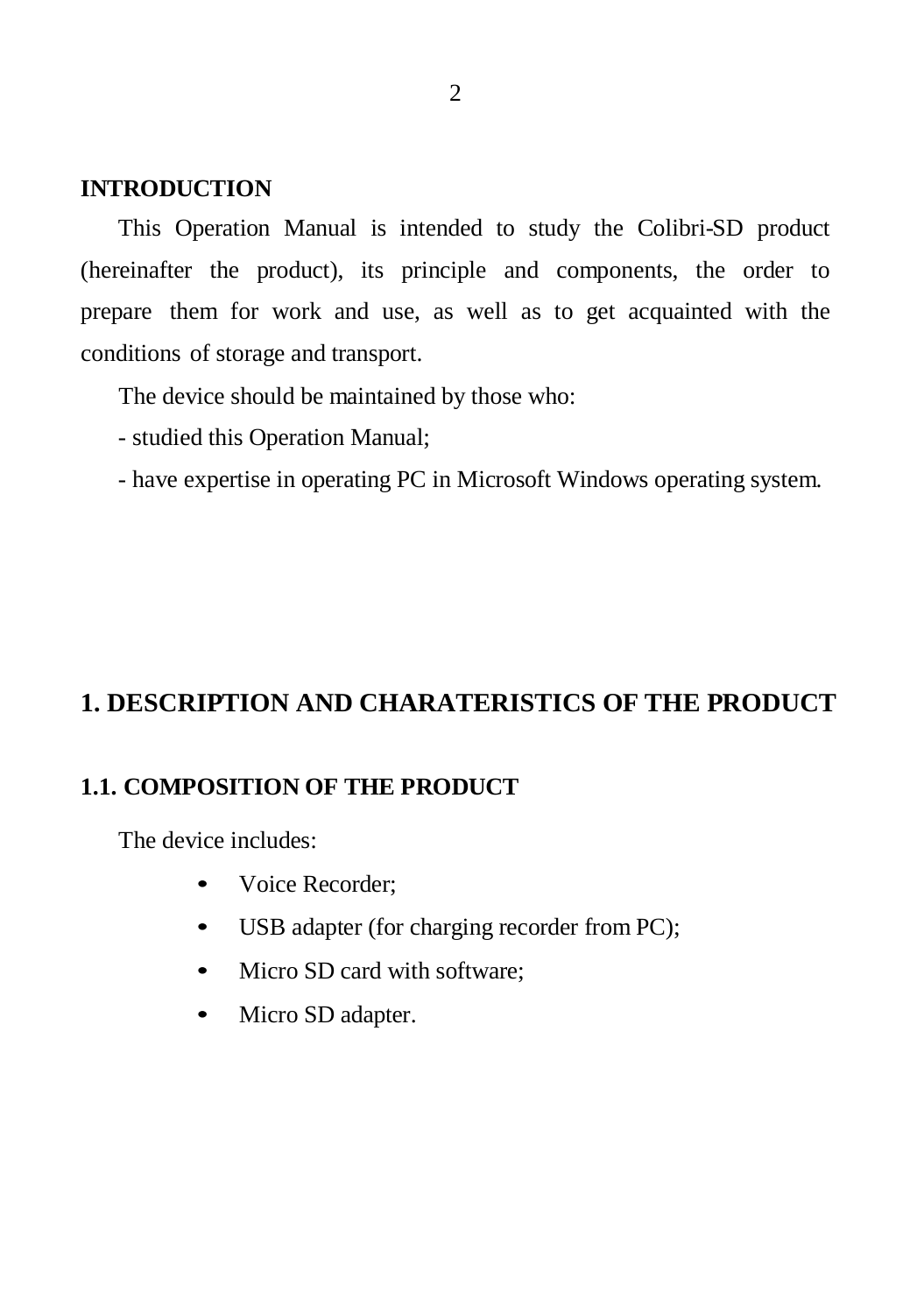## INTRODUCTION

This Operation Manual is intended to study the Colibri-SD product (hereinafter the product), its principle and components, the order to prepare them for work and use, as well as to get acquainted with the conditions of storage and transport.

The device should be maintained by those who:

- studied this Operation Manual;
- have expertise in operating PC in Microsoft Windows operating system.

# 1. DESCRIPTION AND CHARATERISTICS OF THE PRODUCT

## 1.1. COMPOSITION OF THE PRODUCT

The device includes:

- Voice Recorder;
- USB adapter (for charging recorder from PC);
- Micro SD card with software;
- Micro SD adapter.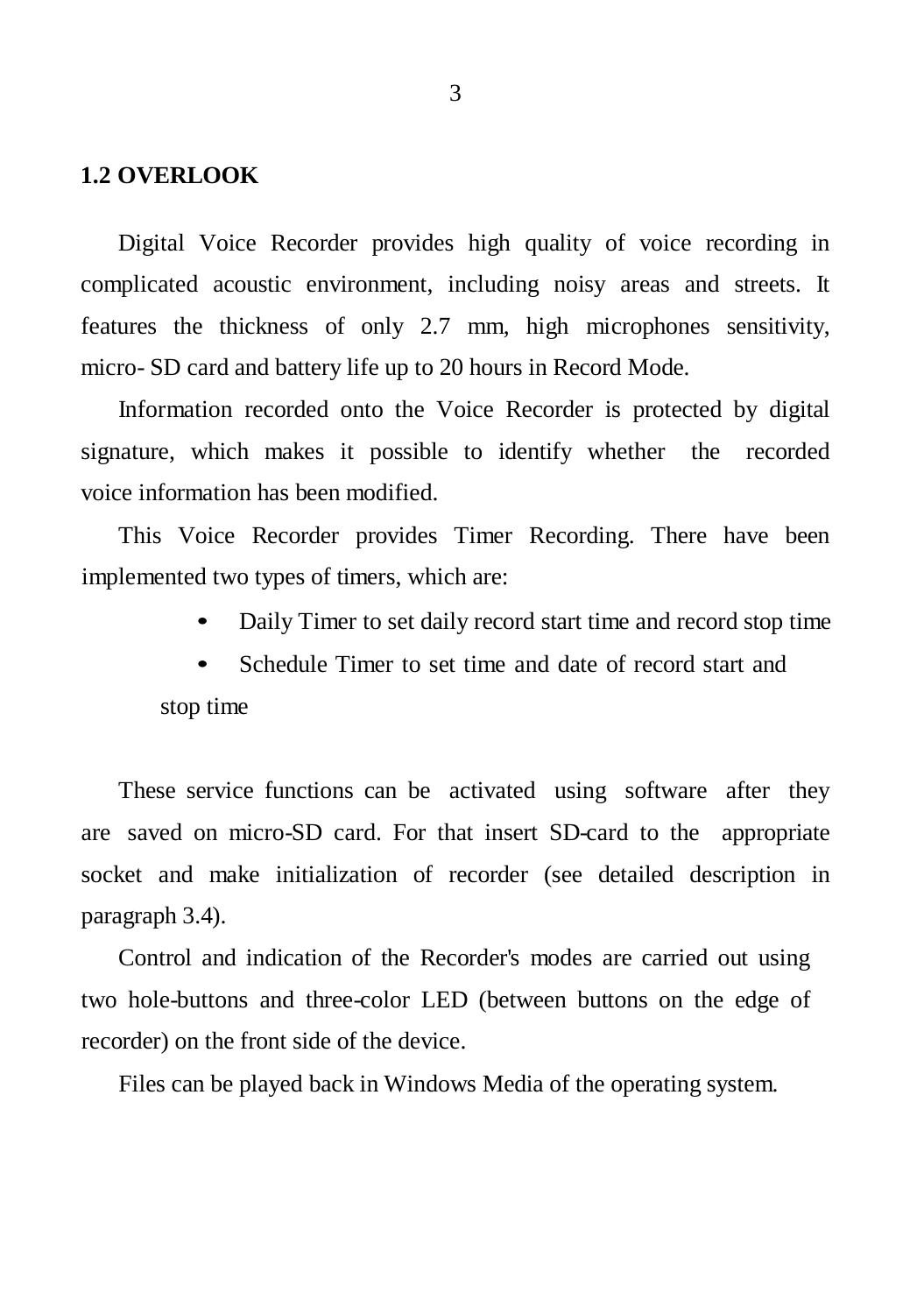## 1.2 OVERLOOK

Digital Voice Recorder provides high quality of voice recording in complicated acoustic environment, including noisy areas and streets. It features the thickness of only 2.7 mm, high microphones sensitivity, micro- SD card and battery life up to 20 hours in Record Mode.

Information recorded onto the Voice Recorder is protected by digital signature, which makes it possible to identify whether the recorded voice information has been modified.

This Voice Recorder provides Timer Recording. There have been implemented two types of timers, which are:

- Daily Timer to set daily record start time and record stop time
- Schedule Timer to set time and date of record start and stop time

These service functions can be activated using software after they are saved on micro-SD card. For that insert SD-card to the appropriate socket and make initialization of recorder (see detailed description in paragraph 3.4).

Control and indication of the Recorder's modes are carried out using two hole-buttons and three-color LED (between buttons on the edge of recorder) on the front side of the device.

Files can be played back in Windows Media of the operating system.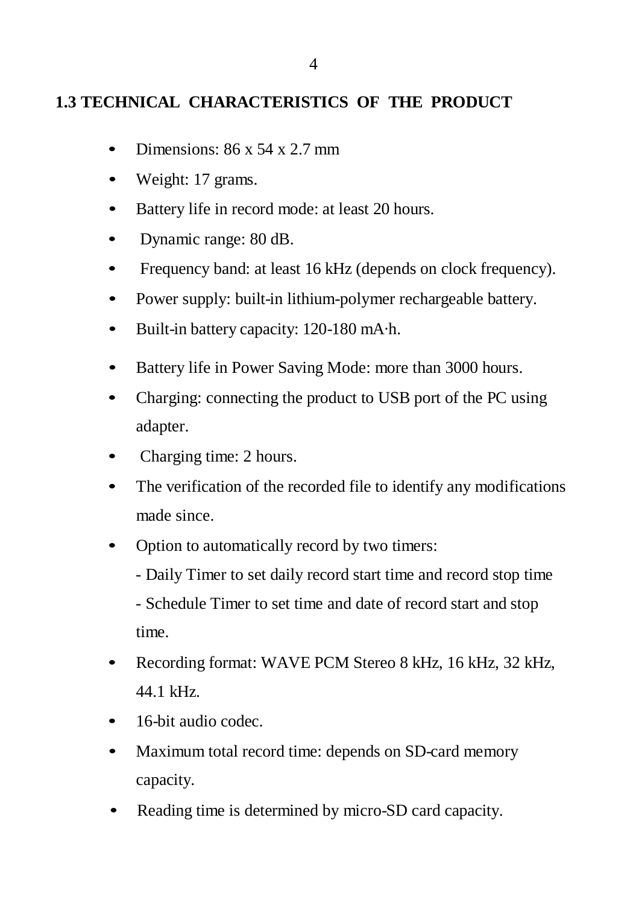## 1.3 TECHNICAL CHARACTERISTICS OF THE PRODUCT

- Dimensions: 86 x 54 x 2.7 mm
- Weight: 17 grams.
- Battery life in record mode: at least 20 hours.
- Dynamic range: 80 dB.
- Frequency band: at least 16 kHz (depends on clock frequency).
- Power supply: built-in lithium-polymer rechargeable battery.
- Built-in battery capacity: 120-180 mA·h.
- Battery life in Power Saving Mode: more than 3000 hours.
- Charging: connecting the product to USB port of the PC using adapter.
- Charging time: 2 hours.
- The verification of the recorded file to identify any modifications made since.
- Option to automatically record by two timers:
  - Daily Timer to set daily record start time and record stop time
  - Schedule Timer to set time and date of record start and stop time.
- Recording format: WAVE PCM Stereo 8 kHz, 16 kHz, 32 kHz, 44.1 kHz.
- 16-bit audio codec.
- Maximum total record time: depends on SD-card memory capacity.
- Reading time is determined by micro-SD card capacity.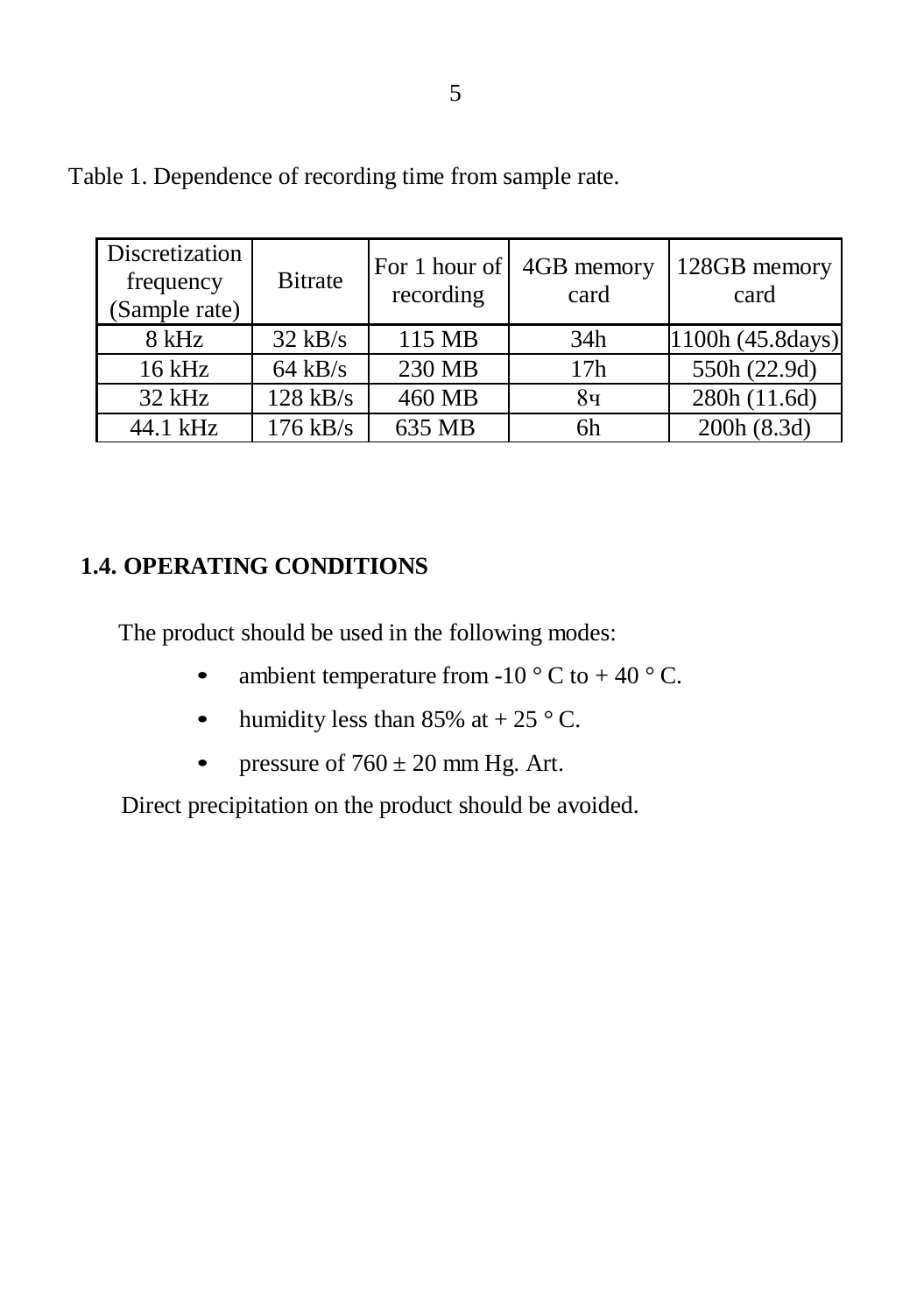Table 1. Dependence of recording time from sample rate.

| Discretization frequency (Sample rate) | Bitrate | For 1 hour of recording | 4GB memory card | 128GB memory card |
|---|---|---|---|---|
| 8 kHz | 32 kB/s | 115 MB | 34h | 1100h (45.8days) |
| 16 kHz | 64 kB/s | 230 MB | 17h | 550h (22.9d) |
| 32 kHz | 128 kB/s | 460 MB | 8ч | 280h (11.6d) |
| 44.1 kHz | 176 kB/s | 635 MB | 6h | 200h (8.3d) |

## 1.4. OPERATING CONDITIONS

The product should be used in the following modes:

- ambient temperature from -10 ° C to + 40 ° C.
- humidity less than 85% at + 25 ° C.
- pressure of 760 ± 20 mm Hg. Art.

Direct precipitation on the product should be avoided.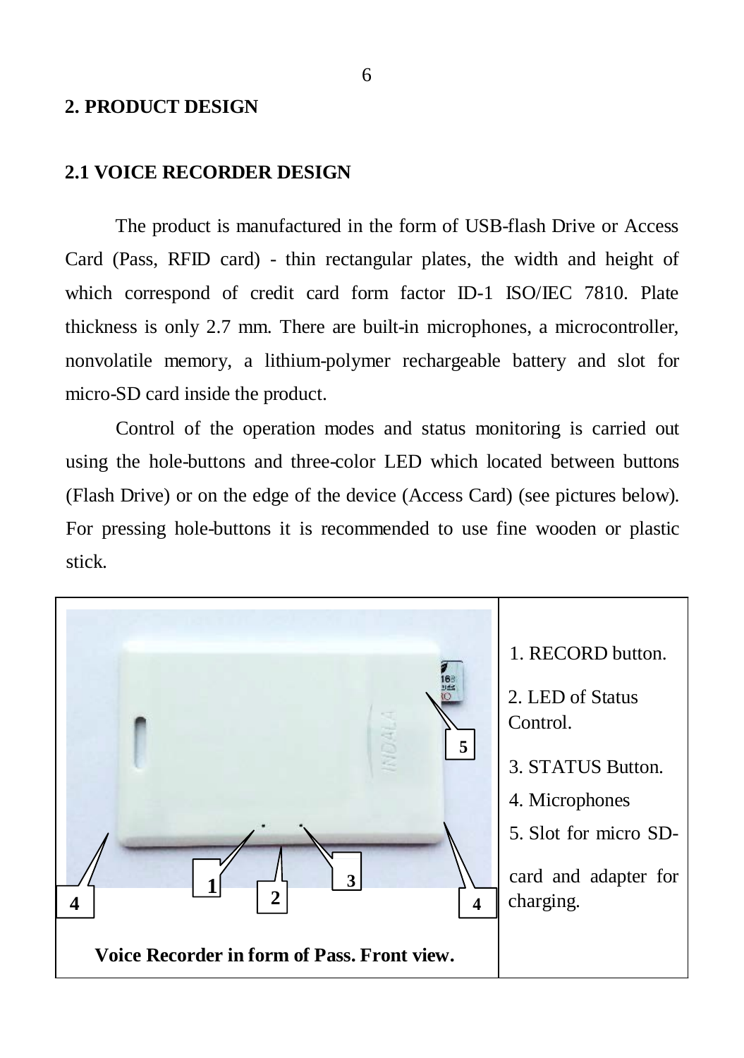## 2. PRODUCT DESIGN

### 2.1 VOICE RECORDER DESIGN

The product is manufactured in the form of USB-flash Drive or Access Card (Pass, RFID card) - thin rectangular plates, the width and height of which correspond of credit card form factor ID-1 ISO/IEC 7810. Plate thickness is only 2.7 mm. There are built-in microphones, a microcontroller, nonvolatile memory, a lithium-polymer rechargeable battery and slot for micro-SD card inside the product.

Control of the operation modes and status monitoring is carried out using the hole-buttons and three-color LED which located between buttons (Flash Drive) or on the edge of the device (Access Card) (see pictures below). For pressing hole-buttons it is recommended to use fine wooden or plastic stick.

Voice Recorder in form of Pass. Front view.

1. RECORD button.
2. LED of Status Control.
3. STATUS Button.
4. Microphones
5. Slot for micro SD-card and adapter for charging.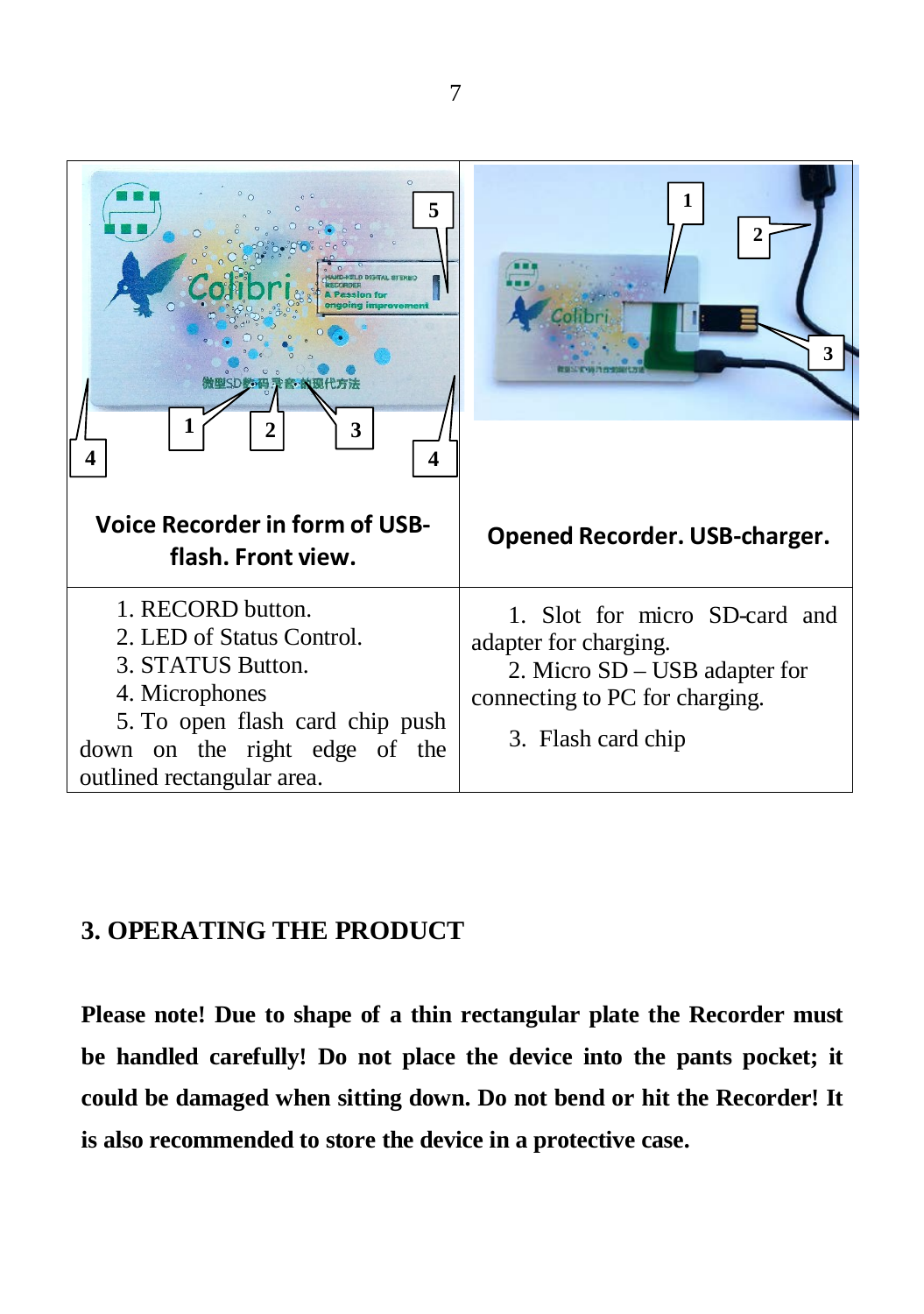| Voice Recorder in form of USB-flash. Front view. | Opened Recorder. USB-charger. |
|---|---|
| 1. RECORD button.<br>2. LED of Status Control.<br>3. STATUS Button.<br>4. Microphones<br>5. To open flash card chip push down on the right edge of the outlined rectangular area. | 1. Slot for micro SD-card and adapter for charging.<br>2. Micro SD – USB adapter for connecting to PC for charging.<br>3. Flash card chip |

## 3. OPERATING THE PRODUCT

**Please note! Due to shape of a thin rectangular plate the Recorder must be handled carefully! Do not place the device into the pants pocket; it could be damaged when sitting down. Do not bend or hit the Recorder! It is also recommended to store the device in a protective case.**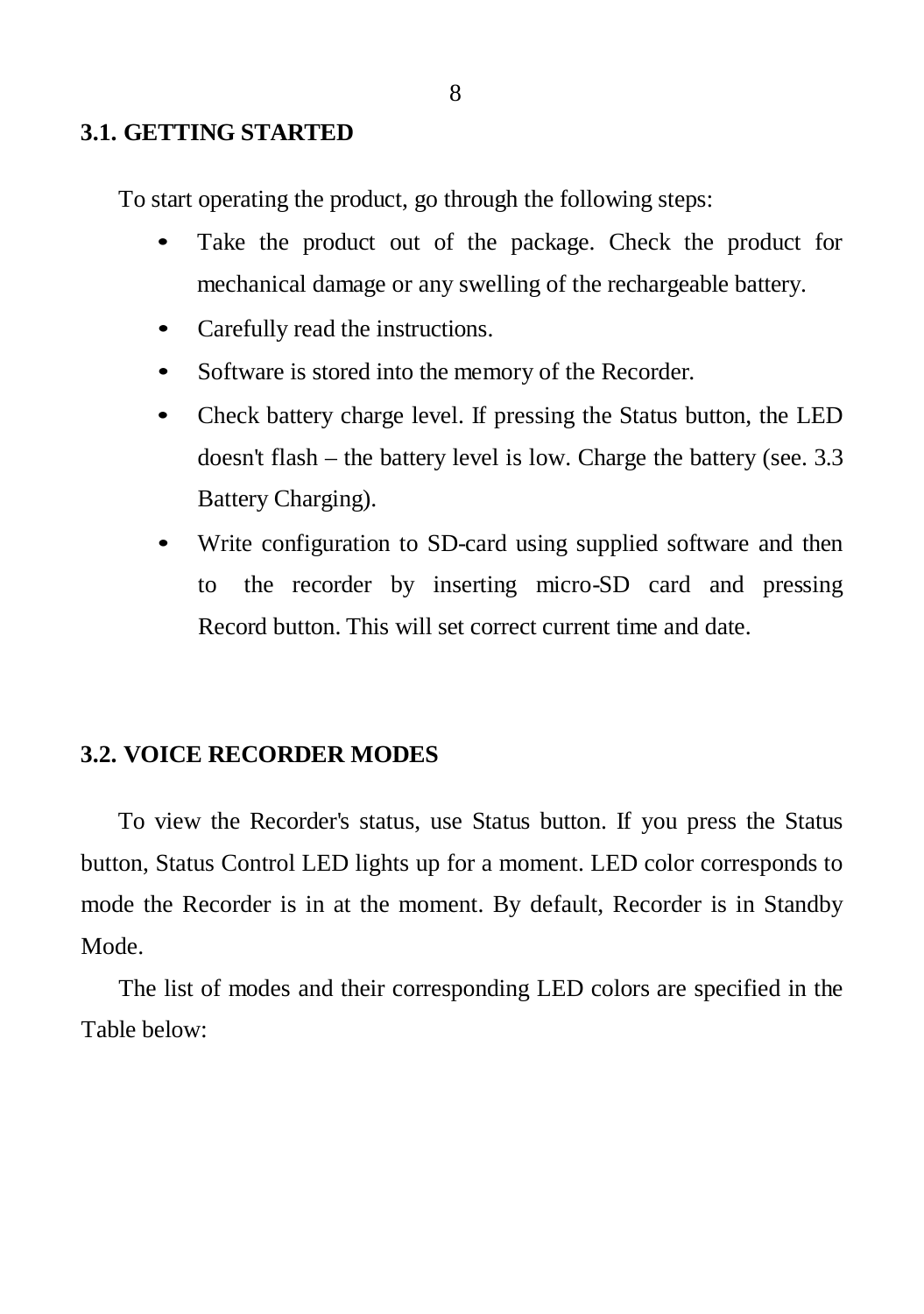### 3.1. GETTING STARTED

To start operating the product, go through the following steps:

- Take the product out of the package. Check the product for mechanical damage or any swelling of the rechargeable battery.
- Carefully read the instructions.
- Software is stored into the memory of the Recorder.
- Check battery charge level. If pressing the Status button, the LED doesn't flash – the battery level is low. Charge the battery (see. 3.3 Battery Charging).
- Write configuration to SD-card using supplied software and then to the recorder by inserting micro-SD card and pressing Record button. This will set correct current time and date.

### 3.2. VOICE RECORDER MODES

To view the Recorder's status, use Status button. If you press the Status button, Status Control LED lights up for a moment. LED color corresponds to mode the Recorder is in at the moment. By default, Recorder is in Standby Mode.

The list of modes and their corresponding LED colors are specified in the Table below: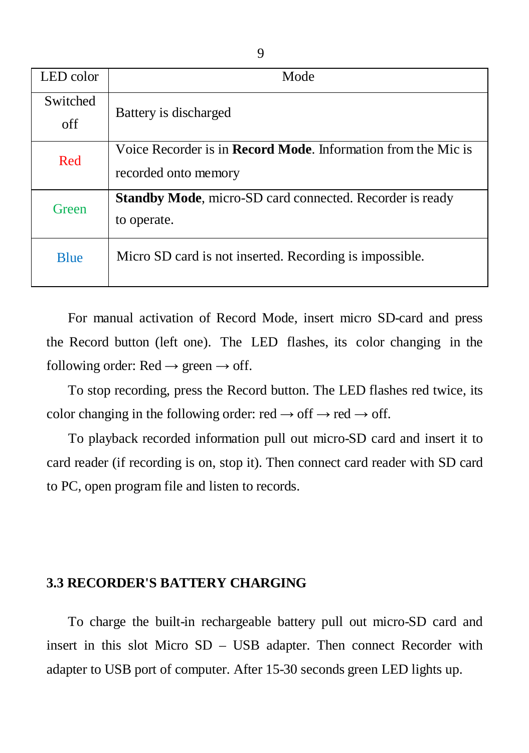| LED color | Mode |
|---|---|
| Switched off | Battery is discharged |
| Red | Voice Recorder is in **Record Mode**. Information from the Mic is recorded onto memory |
| Green | **Standby Mode**, micro-SD card connected. Recorder is ready to operate. |
| Blue | Micro SD card is not inserted. Recording is impossible. |

For manual activation of Record Mode, insert micro SD-card and press the Record button (left one). The LED flashes, its color changing in the following order: Red → green → off.

To stop recording, press the Record button. The LED flashes red twice, its color changing in the following order: red → off → red → off.

To playback recorded information pull out micro-SD card and insert it to card reader (if recording is on, stop it). Then connect card reader with SD card to PC, open program file and listen to records.

### 3.3 RECORDER'S BATTERY CHARGING

To charge the built-in rechargeable battery pull out micro-SD card and insert in this slot Micro SD – USB adapter. Then connect Recorder with adapter to USB port of computer. After 15-30 seconds green LED lights up.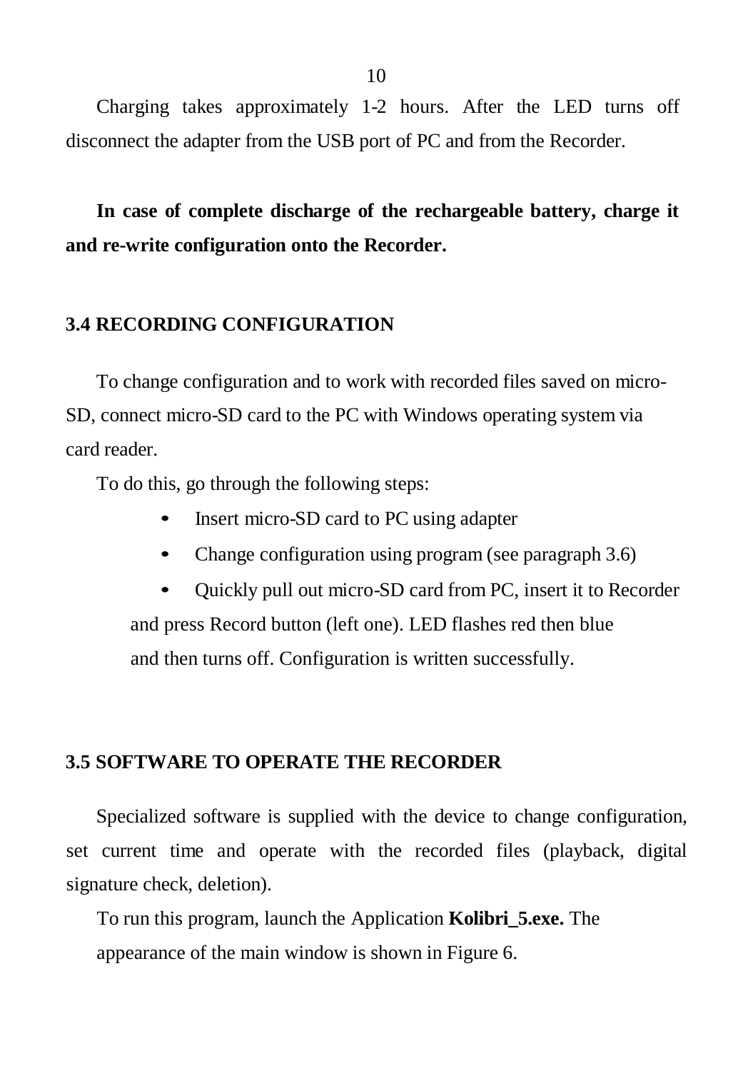Charging takes approximately 1-2 hours. After the LED turns off disconnect the adapter from the USB port of PC and from the Recorder.

**In case of complete discharge of the rechargeable battery, charge it and re-write configuration onto the Recorder.**

## 3.4 RECORDING CONFIGURATION

To change configuration and to work with recorded files saved on micro-SD, connect micro-SD card to the PC with Windows operating system via card reader.

To do this, go through the following steps:

- Insert micro-SD card to PC using adapter
- Change configuration using program (see paragraph 3.6)
- Quickly pull out micro-SD card from PC, insert it to Recorder and press Record button (left one). LED flashes red then blue and then turns off. Configuration is written successfully.

## 3.5 SOFTWARE TO OPERATE THE RECORDER

Specialized software is supplied with the device to change configuration, set current time and operate with the recorded files (playback, digital signature check, deletion).

To run this program, launch the Application **Kolibri_5.exe.** The appearance of the main window is shown in Figure 6.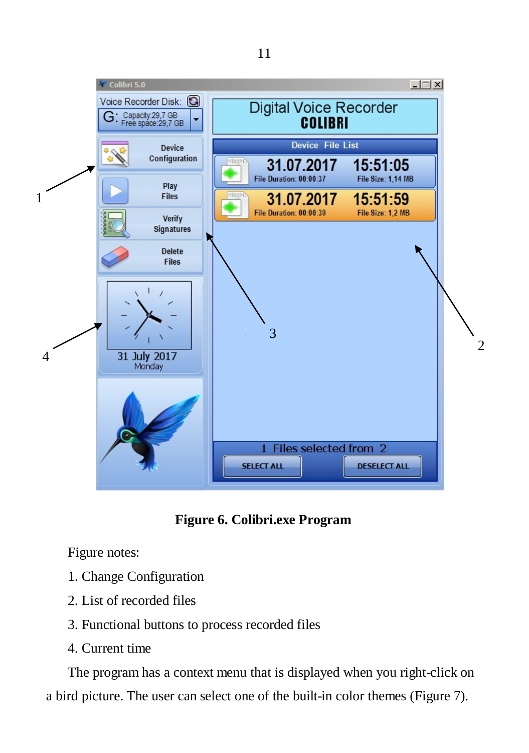**Figure 6. Colibri.exe Program**

Figure notes:

1. Change Configuration
2. List of recorded files
3. Functional buttons to process recorded files
4. Current time

The program has a context menu that is displayed when you right-click on a bird picture. The user can select one of the built-in color themes (Figure 7).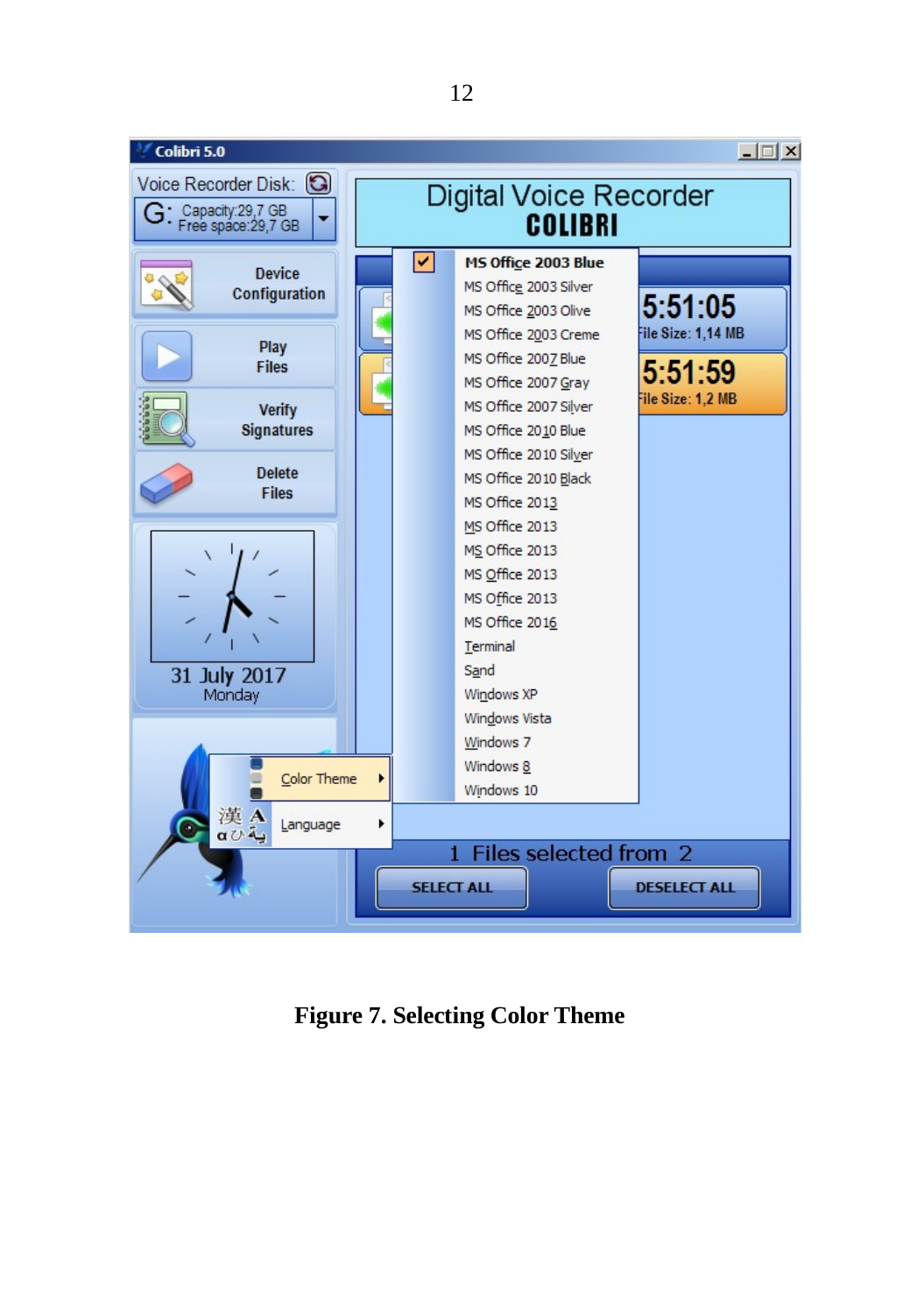**Figure 7. Selecting Color Theme**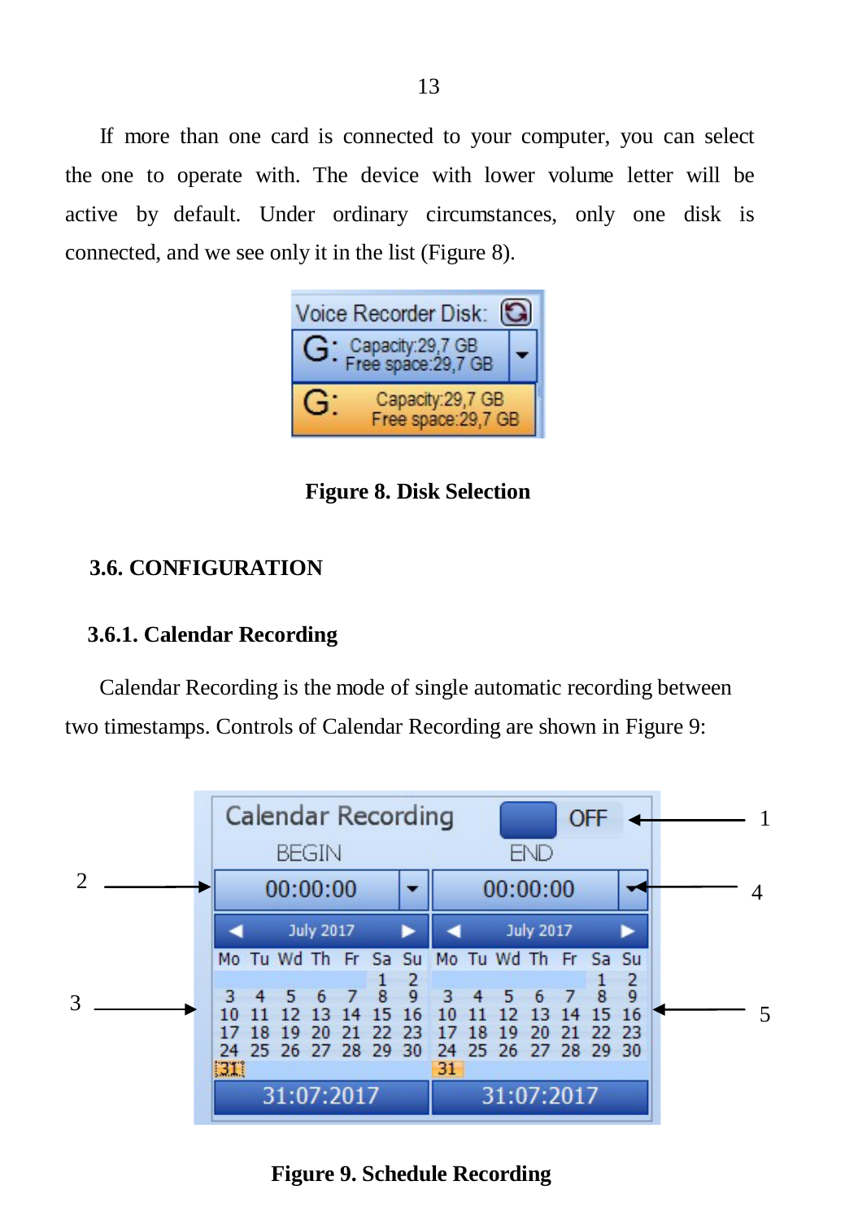If more than one card is connected to your computer, you can select the one to operate with. The device with lower volume letter will be active by default. Under ordinary circumstances, only one disk is connected, and we see only it in the list (Figure 8).

**Figure 8. Disk Selection**

## 3.6. CONFIGURATION

### 3.6.1. Calendar Recording

Calendar Recording is the mode of single automatic recording between two timestamps. Controls of Calendar Recording are shown in Figure 9:

**Figure 9. Schedule Recording**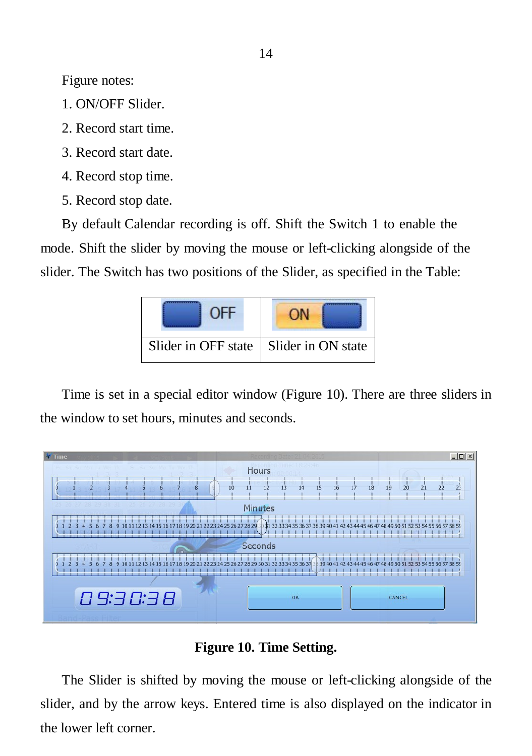Figure notes:

1. ON/OFF Slider.
2. Record start time.
3. Record start date.
4. Record stop time.
5. Record stop date.

By default Calendar recording is off. Shift the Switch 1 to enable the mode. Shift the slider by moving the mouse or left-clicking alongside of the slider. The Switch has two positions of the Slider, as specified in the Table:

| OFF | ON |
|---|---|
| Slider in OFF state | Slider in ON state |

Time is set in a special editor window (Figure 10). There are three sliders in the window to set hours, minutes and seconds.

**Figure 10. Time Setting.**

The Slider is shifted by moving the mouse or left-clicking alongside of the slider, and by the arrow keys. Entered time is also displayed on the indicator in the lower left corner.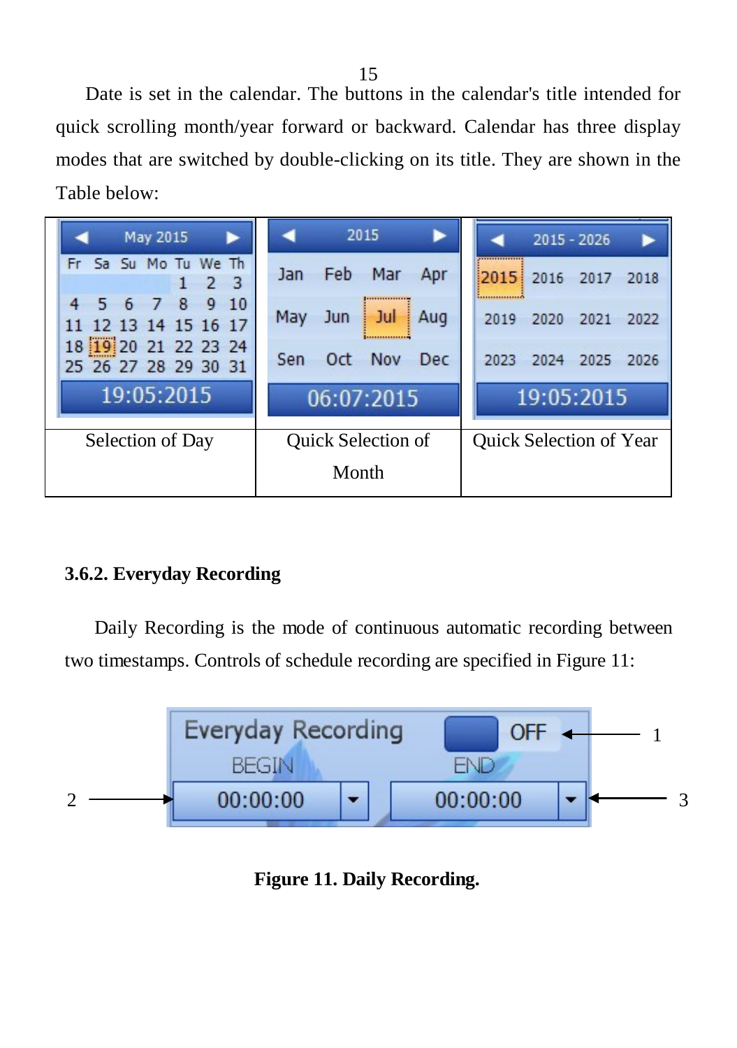Date is set in the calendar. The buttons in the calendar's title intended for quick scrolling month/year forward or backward. Calendar has three display modes that are switched by double-clicking on its title. They are shown in the Table below:

| | | |
|---|---|---|
| | | |
| Selection of Day | Quick Selection of Month | Quick Selection of Year |

### 3.6.2. Everyday Recording

Daily Recording is the mode of continuous automatic recording between two timestamps. Controls of schedule recording are specified in Figure 11:

**Figure 11. Daily Recording.**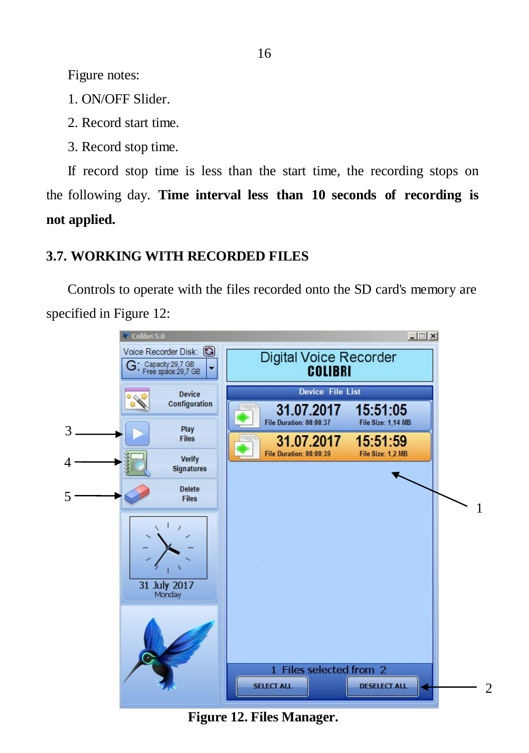Figure notes:

1. ON/OFF Slider.
2. Record start time.
3. Record stop time.

If record stop time is less than the start time, the recording stops on the following day. **Time interval less than 10 seconds of recording is not applied.**

### 3.7. WORKING WITH RECORDED FILES

Controls to operate with the files recorded onto the SD card's memory are specified in Figure 12:

**Figure 12. Files Manager.**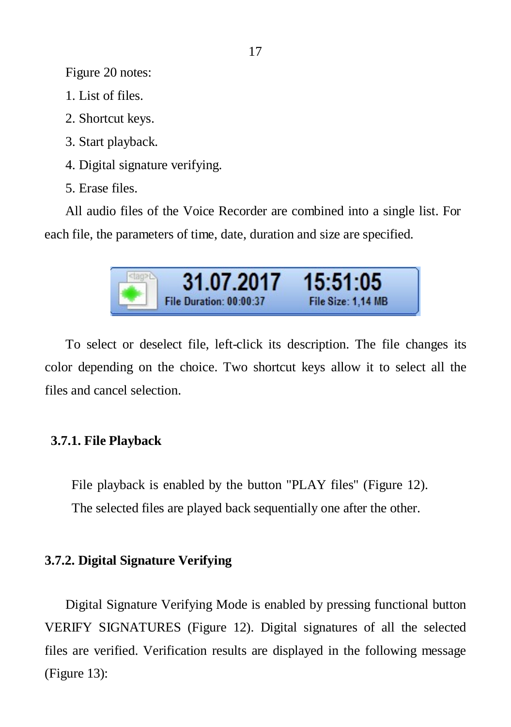Figure 20 notes:

1. List of files.
2. Shortcut keys.
3. Start playback.
4. Digital signature verifying.
5. Erase files.

All audio files of the Voice Recorder are combined into a single list. For each file, the parameters of time, date, duration and size are specified.

To select or deselect file, left-click its description. The file changes its color depending on the choice. Two shortcut keys allow it to select all the files and cancel selection.

### 3.7.1. File Playback

File playback is enabled by the button "PLAY files" (Figure 12).

The selected files are played back sequentially one after the other.

### 3.7.2. Digital Signature Verifying

Digital Signature Verifying Mode is enabled by pressing functional button VERIFY SIGNATURES (Figure 12). Digital signatures of all the selected files are verified. Verification results are displayed in the following message (Figure 13):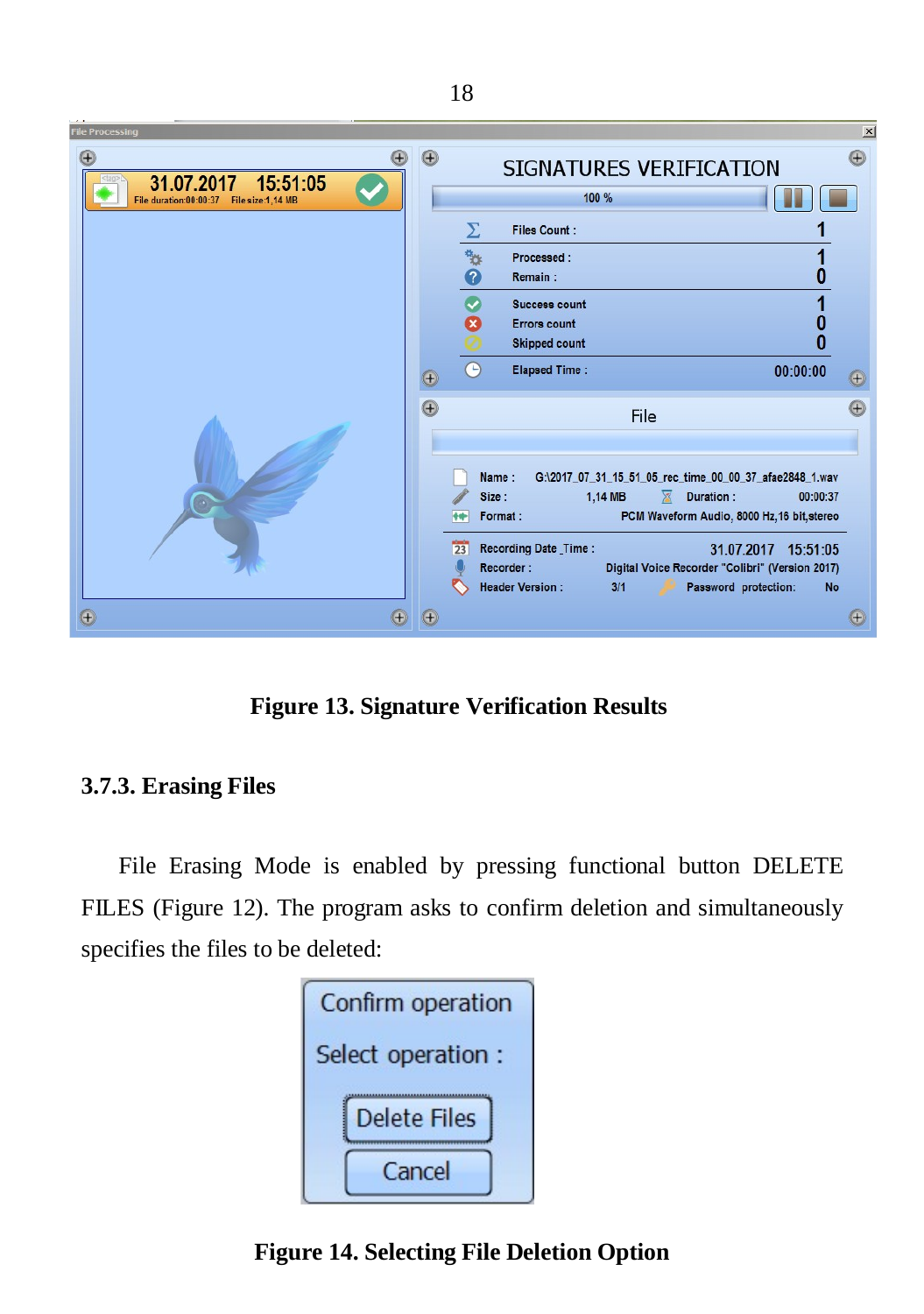Figure 13. Signature Verification Results

### 3.7.3. Erasing Files

File Erasing Mode is enabled by pressing functional button DELETE FILES (Figure 12). The program asks to confirm deletion and simultaneously specifies the files to be deleted:

Figure 14. Selecting File Deletion Option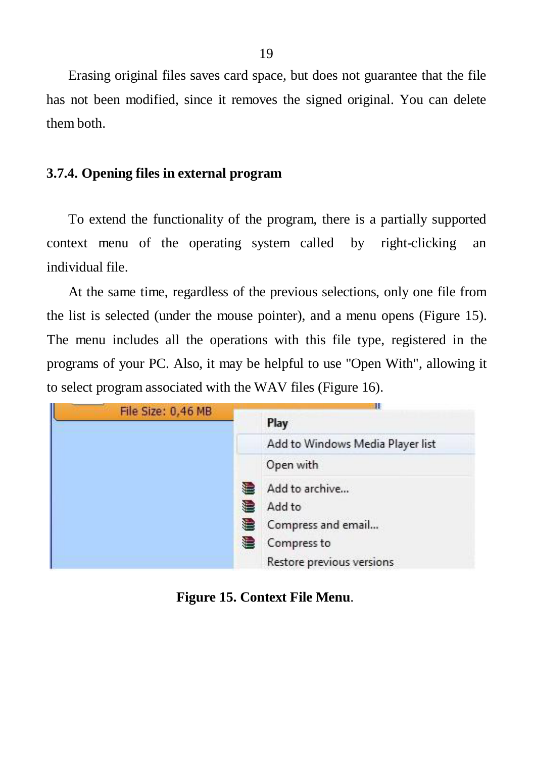Erasing original files saves card space, but does not guarantee that the file has not been modified, since it removes the signed original. You can delete them both.

### 3.7.4. Opening files in external program

To extend the functionality of the program, there is a partially supported context menu of the operating system called by right-clicking an individual file.

At the same time, regardless of the previous selections, only one file from the list is selected (under the mouse pointer), and a menu opens (Figure 15). The menu includes all the operations with this file type, registered in the programs of your PC. Also, it may be helpful to use "Open With", allowing it to select program associated with the WAV files (Figure 16).

**Figure 15. Context File Menu**.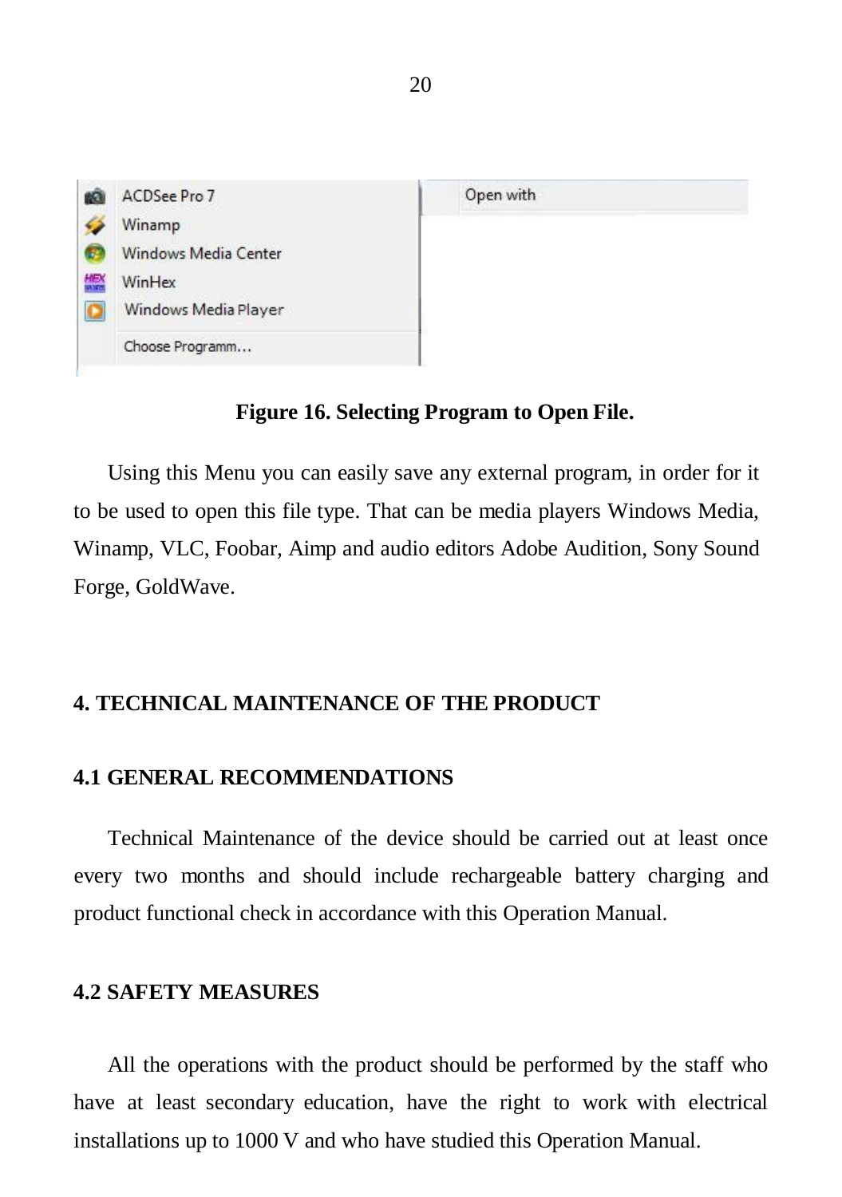**Figure 16. Selecting Program to Open File.**

Using this Menu you can easily save any external program, in order for it to be used to open this file type. That can be media players Windows Media, Winamp, VLC, Foobar, Aimp and audio editors Adobe Audition, Sony Sound Forge, GoldWave.

# 4. TECHNICAL MAINTENANCE OF THE PRODUCT

## 4.1 GENERAL RECOMMENDATIONS

Technical Maintenance of the device should be carried out at least once every two months and should include rechargeable battery charging and product functional check in accordance with this Operation Manual.

## 4.2 SAFETY MEASURES

All the operations with the product should be performed by the staff who have at least secondary education, have the right to work with electrical installations up to 1000 V and who have studied this Operation Manual.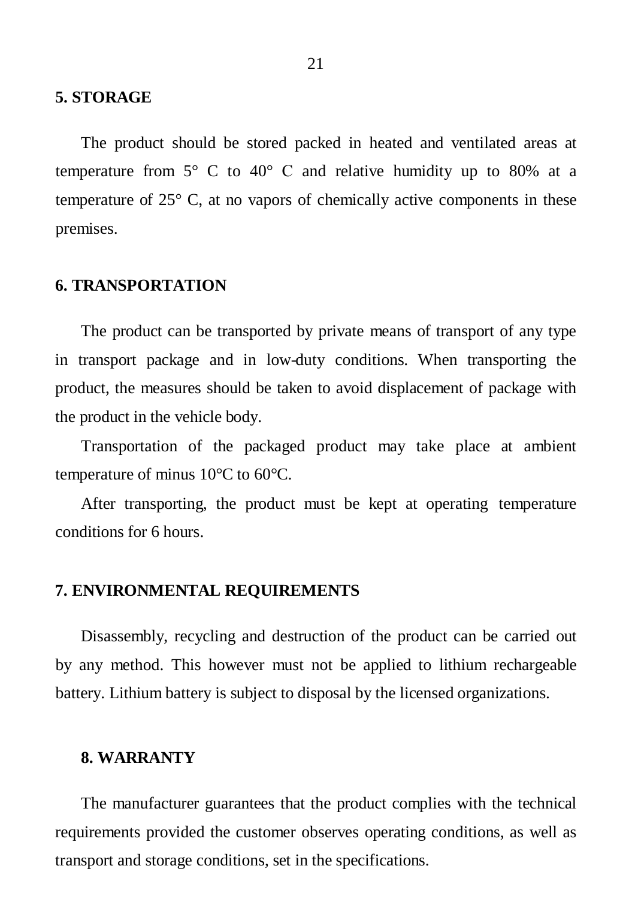## 5. STORAGE

The product should be stored packed in heated and ventilated areas at temperature from 5° C to 40° C and relative humidity up to 80% at a temperature of 25° C, at no vapors of chemically active components in these premises.

## 6. TRANSPORTATION

The product can be transported by private means of transport of any type in transport package and in low-duty conditions. When transporting the product, the measures should be taken to avoid displacement of package with the product in the vehicle body.

Transportation of the packaged product may take place at ambient temperature of minus 10°C to 60°C.

After transporting, the product must be kept at operating temperature conditions for 6 hours.

## 7. ENVIRONMENTAL REQUIREMENTS

Disassembly, recycling and destruction of the product can be carried out by any method. This however must not be applied to lithium rechargeable battery. Lithium battery is subject to disposal by the licensed organizations.

## 8. WARRANTY

The manufacturer guarantees that the product complies with the technical requirements provided the customer observes operating conditions, as well as transport and storage conditions, set in the specifications.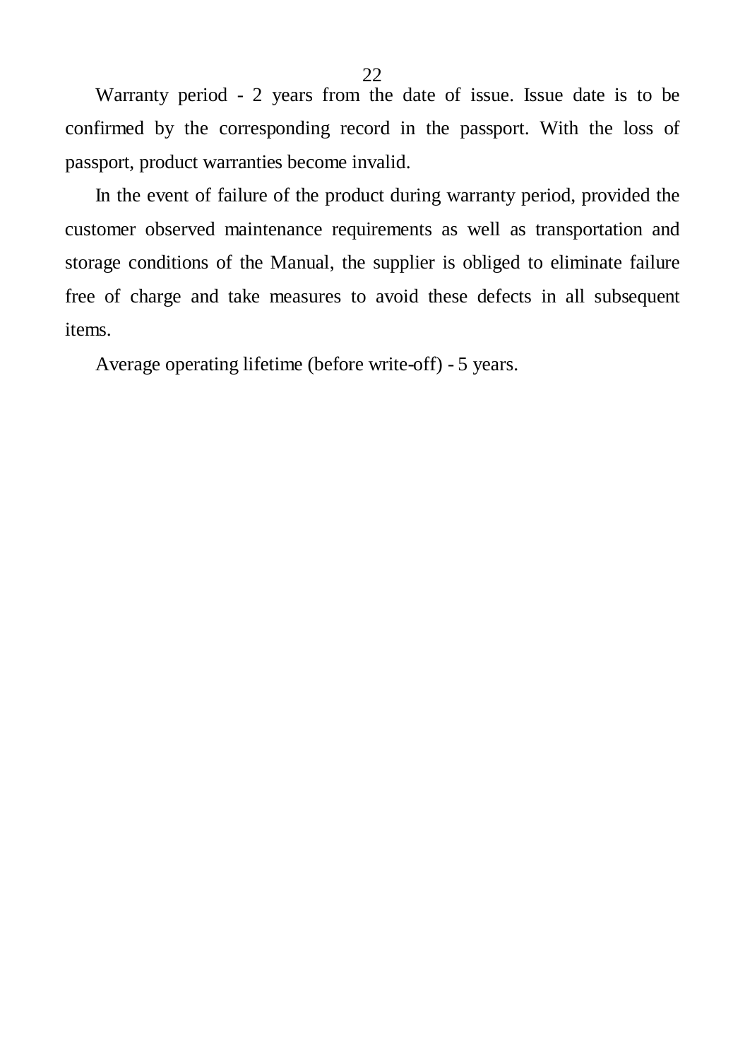Warranty period - 2 years from the date of issue. Issue date is to be confirmed by the corresponding record in the passport. With the loss of passport, product warranties become invalid.

In the event of failure of the product during warranty period, provided the customer observed maintenance requirements as well as transportation and storage conditions of the Manual, the supplier is obliged to eliminate failure free of charge and take measures to avoid these defects in all subsequent items.

Average operating lifetime (before write-off) - 5 years.